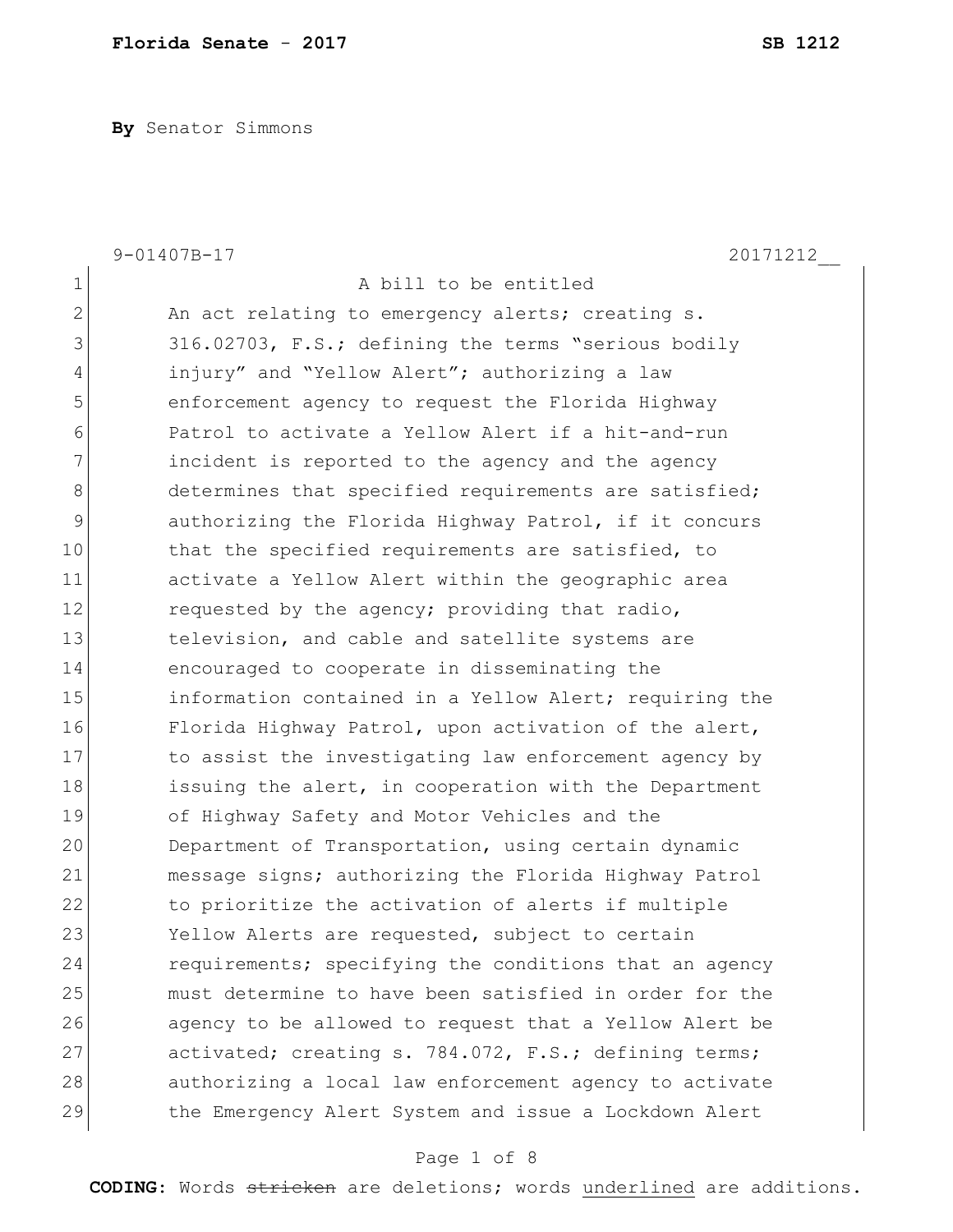**By** Senator Simmons

9-01407B-17 20171212__

A bill to be entitled

An act relating to emergency alerts; creating s. 316.02703, F.S.; defining the terms "serious bodily injury" and "Yellow Alert"; authorizing a law enforcement agency to request the Florida Highway Patrol to activate a Yellow Alert if a hit-and-run incident is reported to the agency and the agency determines that specified requirements are satisfied; authorizing the Florida Highway Patrol, if it concurs that the specified requirements are satisfied, to activate a Yellow Alert within the geographic area requested by the agency; providing that radio, television, and cable and satellite systems are encouraged to cooperate in disseminating the information contained in a Yellow Alert; requiring the Florida Highway Patrol, upon activation of the alert, to assist the investigating law enforcement agency by issuing the alert, in cooperation with the Department of Highway Safety and Motor Vehicles and the Department of Transportation, using certain dynamic message signs; authorizing the Florida Highway Patrol to prioritize the activation of alerts if multiple Yellow Alerts are requested, subject to certain requirements; specifying the conditions that an agency must determine to have been satisfied in order for the agency to be allowed to request that a Yellow Alert be activated; creating s. 784.072, F.S.; defining terms; authorizing a local law enforcement agency to activate the Emergency Alert System and issue a Lockdown Alert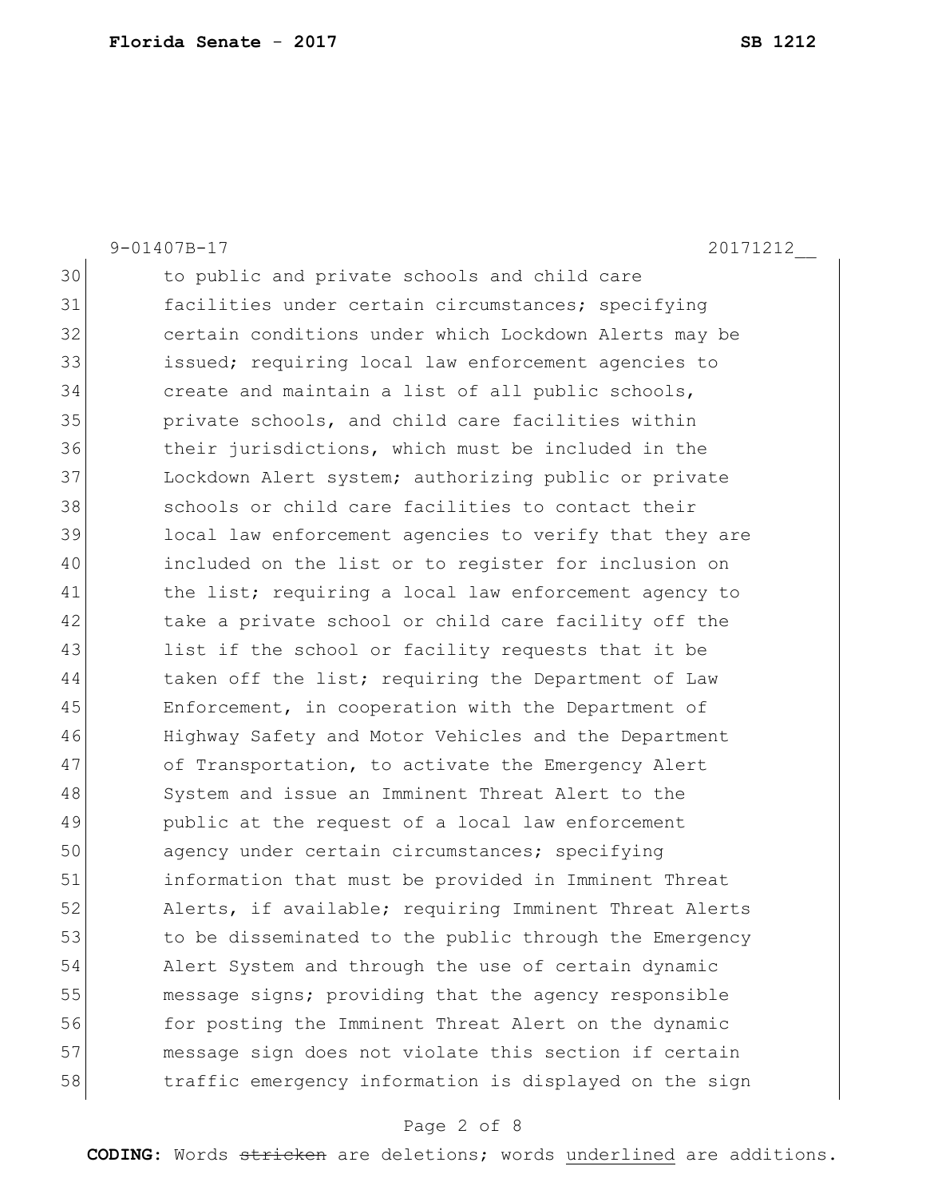9-01407B-17 20171212__

30 to public and private schools and child care
31 facilities under certain circumstances; specifying
32 certain conditions under which Lockdown Alerts may be
33 issued; requiring local law enforcement agencies to
34 create and maintain a list of all public schools,
35 private schools, and child care facilities within
36 their jurisdictions, which must be included in the
37 Lockdown Alert system; authorizing public or private
38 schools or child care facilities to contact their
39 local law enforcement agencies to verify that they are
40 included on the list or to register for inclusion on
41 the list; requiring a local law enforcement agency to
42 take a private school or child care facility off the
43 list if the school or facility requests that it be
44 taken off the list; requiring the Department of Law
45 Enforcement, in cooperation with the Department of
46 Highway Safety and Motor Vehicles and the Department
47 of Transportation, to activate the Emergency Alert
48 System and issue an Imminent Threat Alert to the
49 public at the request of a local law enforcement
50 agency under certain circumstances; specifying
51 information that must be provided in Imminent Threat
52 Alerts, if available; requiring Imminent Threat Alerts
53 to be disseminated to the public through the Emergency
54 Alert System and through the use of certain dynamic
55 message signs; providing that the agency responsible
56 for posting the Imminent Threat Alert on the dynamic
57 message sign does not violate this section if certain
58 traffic emergency information is displayed on the sign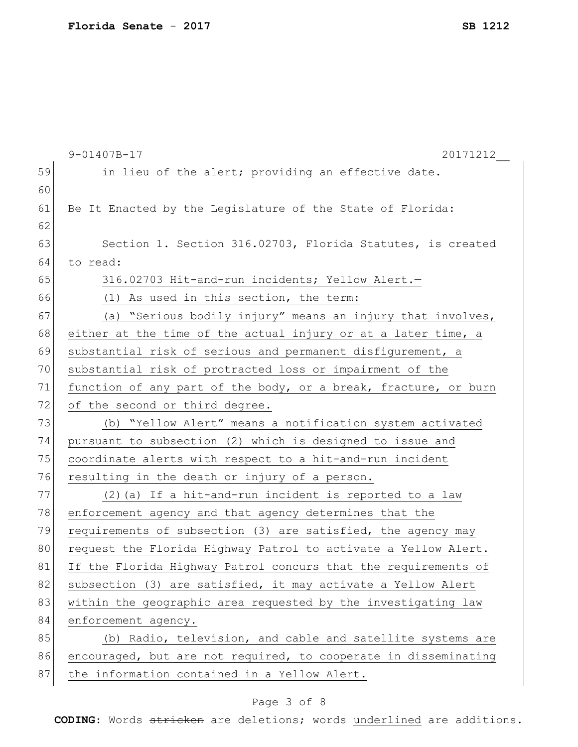in lieu of the alert; providing an effective date.

Be It Enacted by the Legislature of the State of Florida:

Section 1. Section 316.02703, Florida Statutes, is created to read:

316.02703 Hit-and-run incidents; Yellow Alert.—

(1) As used in this section, the term:

(a) "Serious bodily injury" means an injury that involves, either at the time of the actual injury or at a later time, a substantial risk of serious and permanent disfigurement, a substantial risk of protracted loss or impairment of the function of any part of the body, or a break, fracture, or burn of the second or third degree.

(b) "Yellow Alert" means a notification system activated pursuant to subsection (2) which is designed to issue and coordinate alerts with respect to a hit-and-run incident resulting in the death or injury of a person.

(2)(a) If a hit-and-run incident is reported to a law enforcement agency and that agency determines that the requirements of subsection (3) are satisfied, the agency may request the Florida Highway Patrol to activate a Yellow Alert. If the Florida Highway Patrol concurs that the requirements of subsection (3) are satisfied, it may activate a Yellow Alert within the geographic area requested by the investigating law enforcement agency.

(b) Radio, television, and cable and satellite systems are encouraged, but are not required, to cooperate in disseminating the information contained in a Yellow Alert.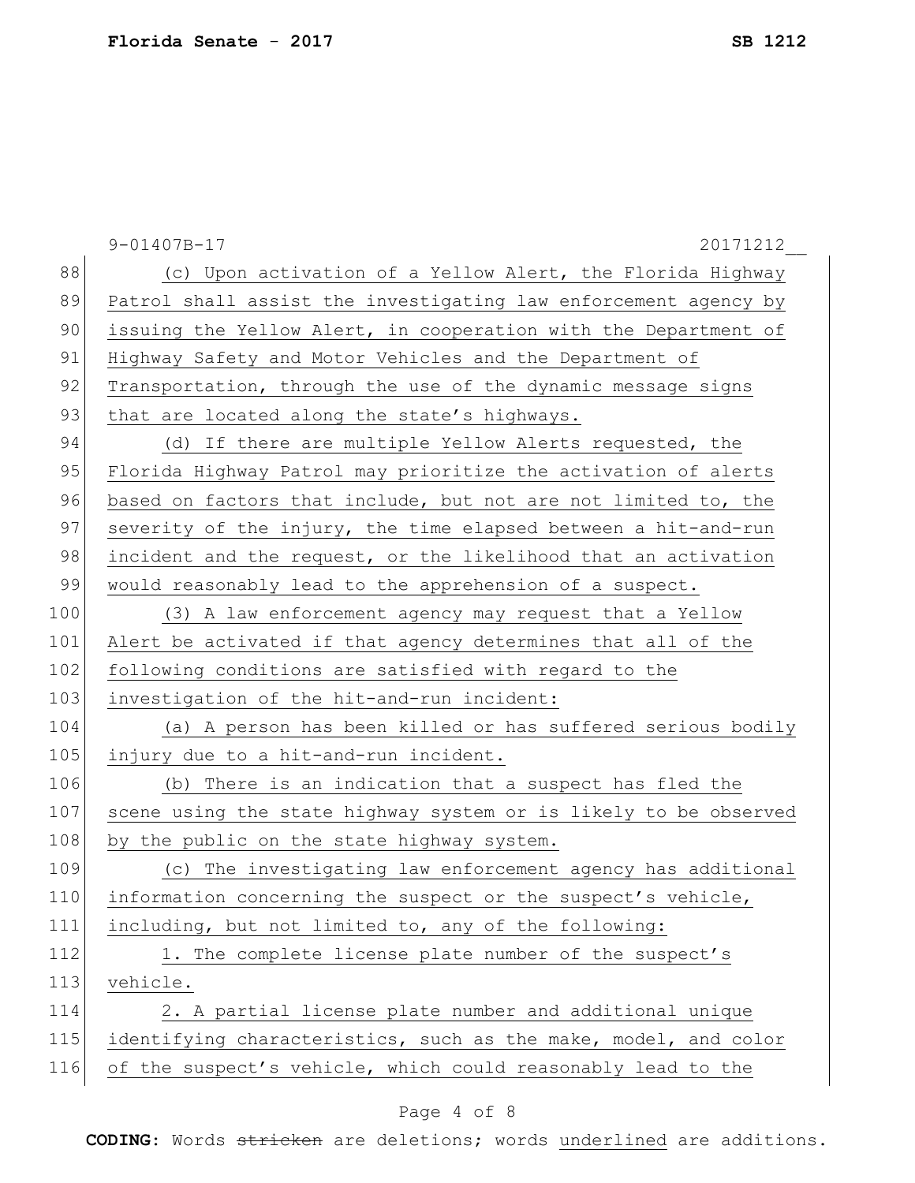(c) Upon activation of a Yellow Alert, the Florida Highway Patrol shall assist the investigating law enforcement agency by issuing the Yellow Alert, in cooperation with the Department of Highway Safety and Motor Vehicles and the Department of Transportation, through the use of the dynamic message signs that are located along the state's highways.

(d) If there are multiple Yellow Alerts requested, the Florida Highway Patrol may prioritize the activation of alerts based on factors that include, but not are not limited to, the severity of the injury, the time elapsed between a hit-and-run incident and the request, or the likelihood that an activation would reasonably lead to the apprehension of a suspect.

(3) A law enforcement agency may request that a Yellow Alert be activated if that agency determines that all of the following conditions are satisfied with regard to the investigation of the hit-and-run incident:

(a) A person has been killed or has suffered serious bodily injury due to a hit-and-run incident.

(b) There is an indication that a suspect has fled the scene using the state highway system or is likely to be observed by the public on the state highway system.

(c) The investigating law enforcement agency has additional information concerning the suspect or the suspect's vehicle, including, but not limited to, any of the following:

1. The complete license plate number of the suspect's vehicle.

2. A partial license plate number and additional unique identifying characteristics, such as the make, model, and color of the suspect's vehicle, which could reasonably lead to the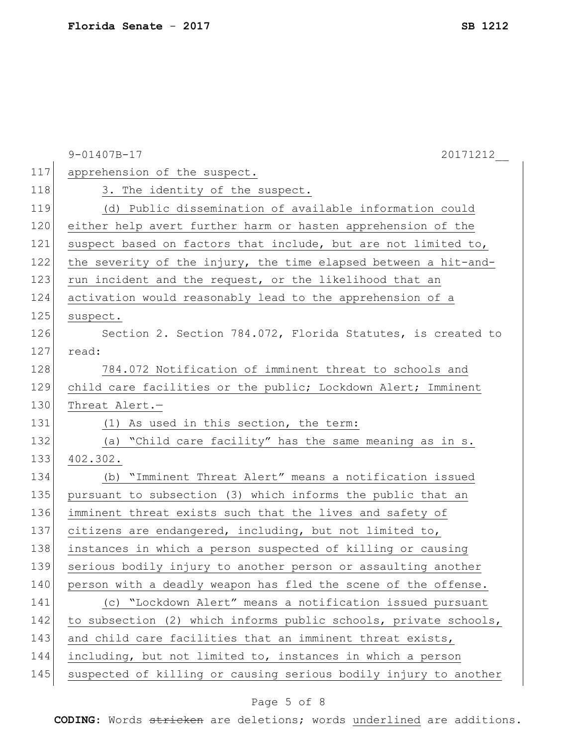apprehension of the suspect.

3. The identity of the suspect.

(d) Public dissemination of available information could either help avert further harm or hasten apprehension of the suspect based on factors that include, but are not limited to, the severity of the injury, the time elapsed between a hit-and-run incident and the request, or the likelihood that an activation would reasonably lead to the apprehension of a suspect.

Section 2. Section 784.072, Florida Statutes, is created to read:

784.072 Notification of imminent threat to schools and child care facilities or the public; Lockdown Alert; Imminent Threat Alert.—

(1) As used in this section, the term:

(a) "Child care facility" has the same meaning as in s. 402.302.

(b) "Imminent Threat Alert" means a notification issued pursuant to subsection (3) which informs the public that an imminent threat exists such that the lives and safety of citizens are endangered, including, but not limited to, instances in which a person suspected of killing or causing serious bodily injury to another person or assaulting another person with a deadly weapon has fled the scene of the offense.

(c) "Lockdown Alert" means a notification issued pursuant to subsection (2) which informs public schools, private schools, and child care facilities that an imminent threat exists, including, but not limited to, instances in which a person suspected of killing or causing serious bodily injury to another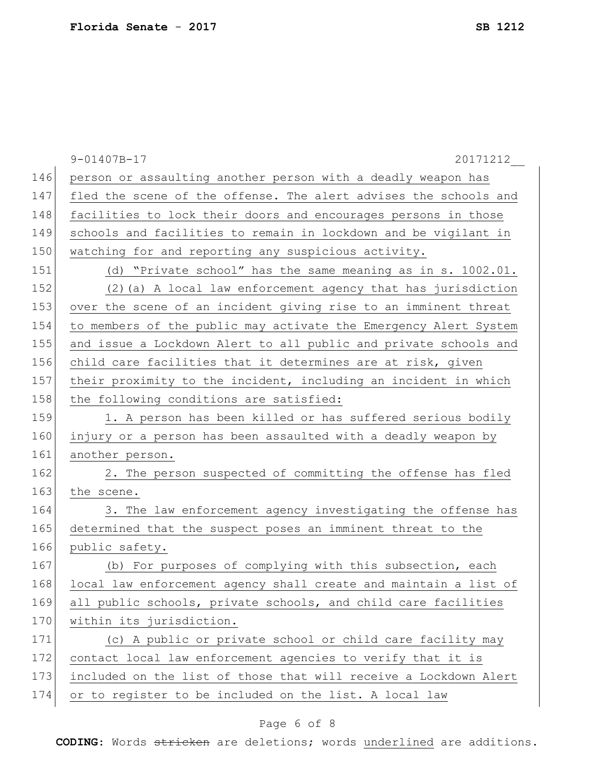person or assaulting another person with a deadly weapon has fled the scene of the offense. The alert advises the schools and facilities to lock their doors and encourages persons in those schools and facilities to remain in lockdown and be vigilant in watching for and reporting any suspicious activity.

(d) "Private school" has the same meaning as in s. 1002.01.

(2)(a) A local law enforcement agency that has jurisdiction over the scene of an incident giving rise to an imminent threat to members of the public may activate the Emergency Alert System and issue a Lockdown Alert to all public and private schools and child care facilities that it determines are at risk, given their proximity to the incident, including an incident in which the following conditions are satisfied:

1. A person has been killed or has suffered serious bodily injury or a person has been assaulted with a deadly weapon by another person.

2. The person suspected of committing the offense has fled the scene.

3. The law enforcement agency investigating the offense has determined that the suspect poses an imminent threat to the public safety.

(b) For purposes of complying with this subsection, each local law enforcement agency shall create and maintain a list of all public schools, private schools, and child care facilities within its jurisdiction.

(c) A public or private school or child care facility may contact local law enforcement agencies to verify that it is included on the list of those that will receive a Lockdown Alert or to register to be included on the list. A local law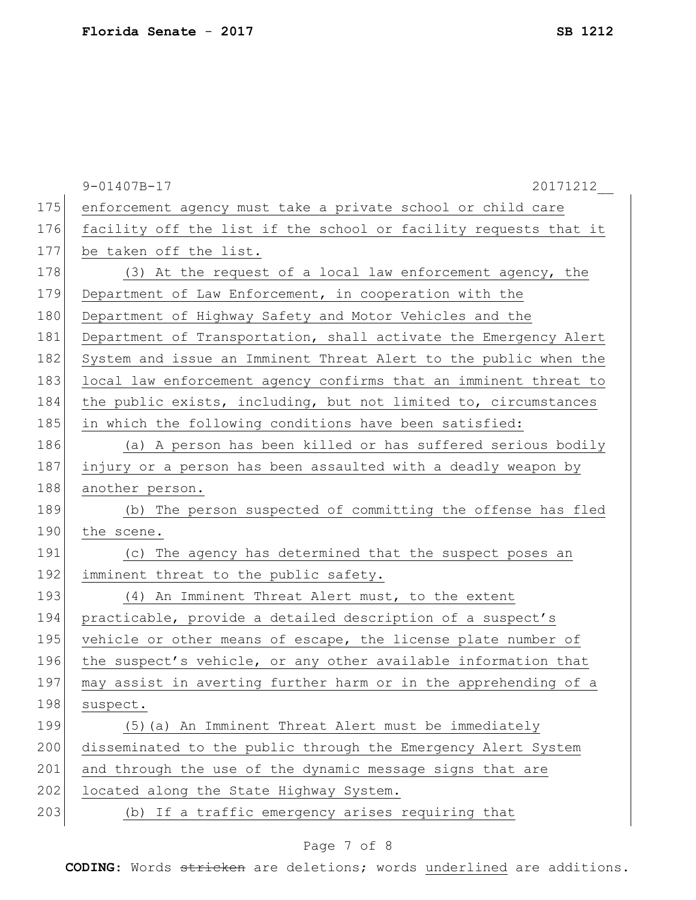enforcement agency must take a private school or child care facility off the list if the school or facility requests that it be taken off the list.

(3) At the request of a local law enforcement agency, the Department of Law Enforcement, in cooperation with the Department of Highway Safety and Motor Vehicles and the Department of Transportation, shall activate the Emergency Alert System and issue an Imminent Threat Alert to the public when the local law enforcement agency confirms that an imminent threat to the public exists, including, but not limited to, circumstances in which the following conditions have been satisfied:

(a) A person has been killed or has suffered serious bodily injury or a person has been assaulted with a deadly weapon by another person.

(b) The person suspected of committing the offense has fled the scene.

(c) The agency has determined that the suspect poses an imminent threat to the public safety.

(4) An Imminent Threat Alert must, to the extent practicable, provide a detailed description of a suspect's vehicle or other means of escape, the license plate number of the suspect's vehicle, or any other available information that may assist in averting further harm or in the apprehending of a suspect.

(5)(a) An Imminent Threat Alert must be immediately disseminated to the public through the Emergency Alert System and through the use of the dynamic message signs that are located along the State Highway System.

(b) If a traffic emergency arises requiring that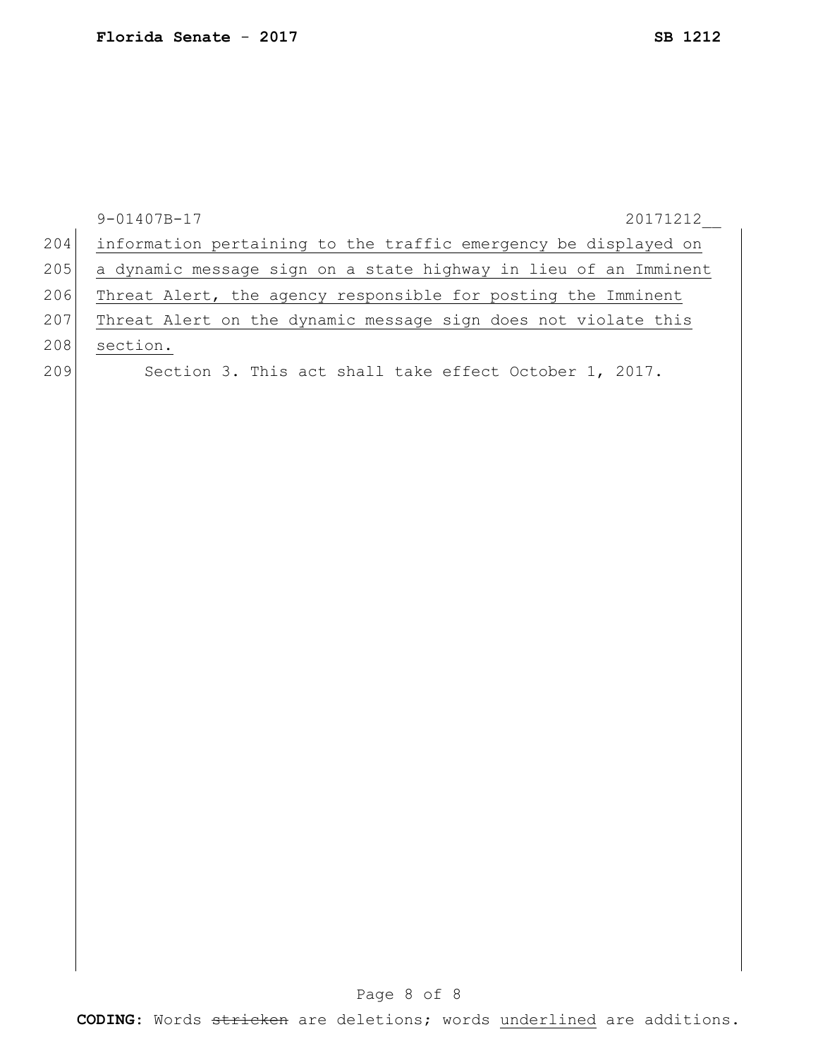9-01407B-17 20171212__

204 information pertaining to the traffic emergency be displayed on
205 a dynamic message sign on a state highway in lieu of an Imminent
206 Threat Alert, the agency responsible for posting the Imminent
207 Threat Alert on the dynamic message sign does not violate this
208 section.

209 Section 3. This act shall take effect October 1, 2017.

**CODING:** Words ~~stricken~~ are deletions; words underlined are additions.